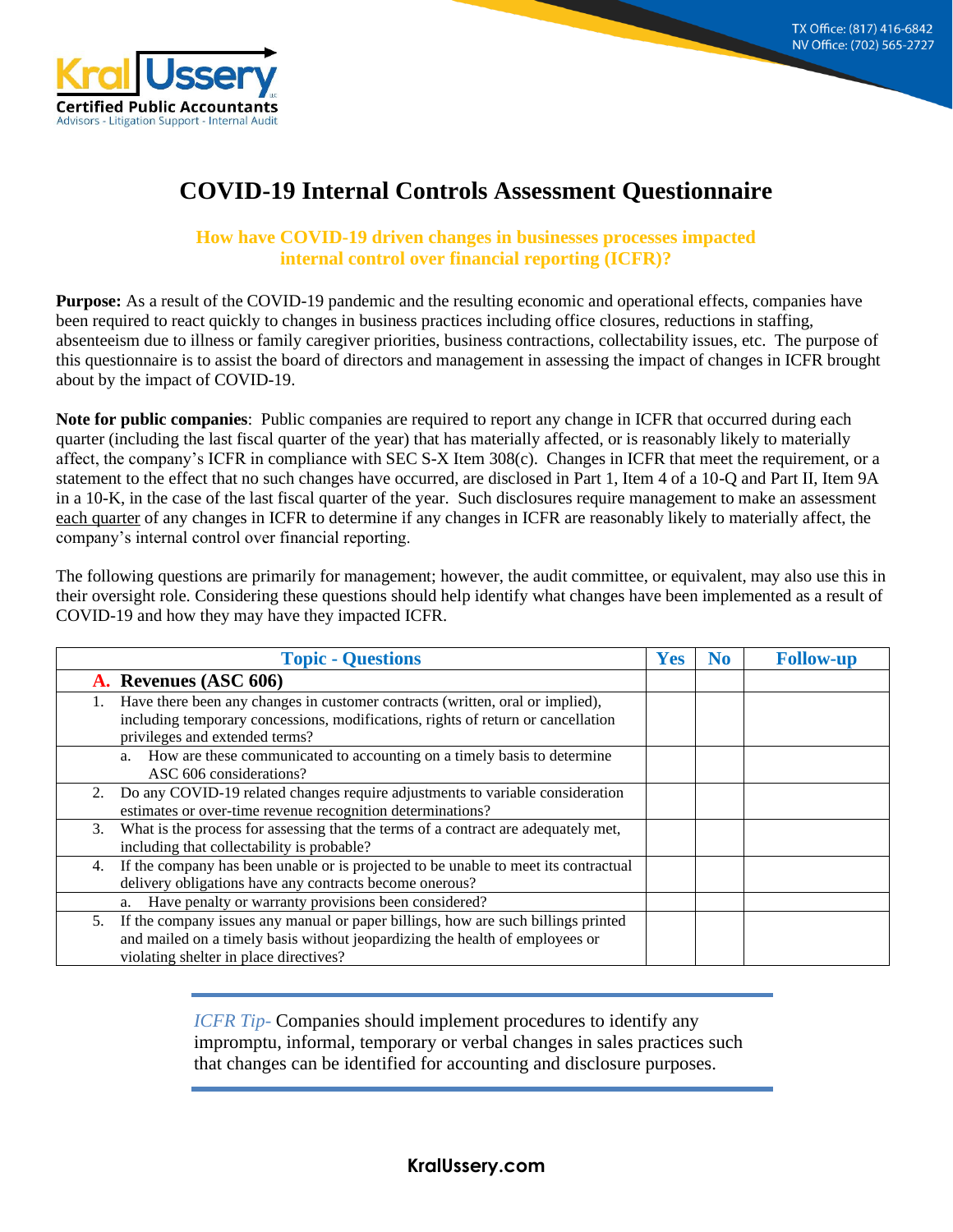# COVID-19 Internal Controls Assessment Questionnaire

**How have COVID-19 driven changes in businesses processes impacted internal control over financial reporting (ICFR)?**

**Purpose:** As a result of the COVID-19 pandemic and the resulting economic and operational effects, companies have been required to react quickly to changes in business practices including office closures, reductions in staffing, absenteeism due to illness or family caregiver priorities, business contractions, collectability issues, etc. The purpose of this questionnaire is to assist the board of directors and management in assessing the impact of changes in ICFR brought about by the impact of COVID-19.

**Note for public companies**: Public companies are required to report any change in ICFR that occurred during each quarter (including the last fiscal quarter of the year) that has materially affected, or is reasonably likely to materially affect, the company's ICFR in compliance with SEC S-X Item 308(c). Changes in ICFR that meet the requirement, or a statement to the effect that no such changes have occurred, are disclosed in Part 1, Item 4 of a 10-Q and Part II, Item 9A in a 10-K, in the case of the last fiscal quarter of the year. Such disclosures require management to make an assessment each quarter of any changes in ICFR to determine if any changes in ICFR are reasonably likely to materially affect, the company's internal control over financial reporting.

The following questions are primarily for management; however, the audit committee, or equivalent, may also use this in their oversight role. Considering these questions should help identify what changes have been implemented as a result of COVID-19 and how they may have they impacted ICFR.

| Topic - Questions | Yes | No | Follow-up |
|---|---|---|---|
| **A. Revenues (ASC 606)** | | | |
| 1. Have there been any changes in customer contracts (written, oral or implied), including temporary concessions, modifications, rights of return or cancellation privileges and extended terms? | | | |
| a. How are these communicated to accounting on a timely basis to determine ASC 606 considerations? | | | |
| 2. Do any COVID-19 related changes require adjustments to variable consideration estimates or over-time revenue recognition determinations? | | | |
| 3. What is the process for assessing that the terms of a contract are adequately met, including that collectability is probable? | | | |
| 4. If the company has been unable or is projected to be unable to meet its contractual delivery obligations have any contracts become onerous? | | | |
| a. Have penalty or warranty provisions been considered? | | | |
| 5. If the company issues any manual or paper billings, how are such billings printed and mailed on a timely basis without jeopardizing the health of employees or violating shelter in place directives? | | | |

*ICFR Tip-* Companies should implement procedures to identify any impromptu, informal, temporary or verbal changes in sales practices such that changes can be identified for accounting and disclosure purposes.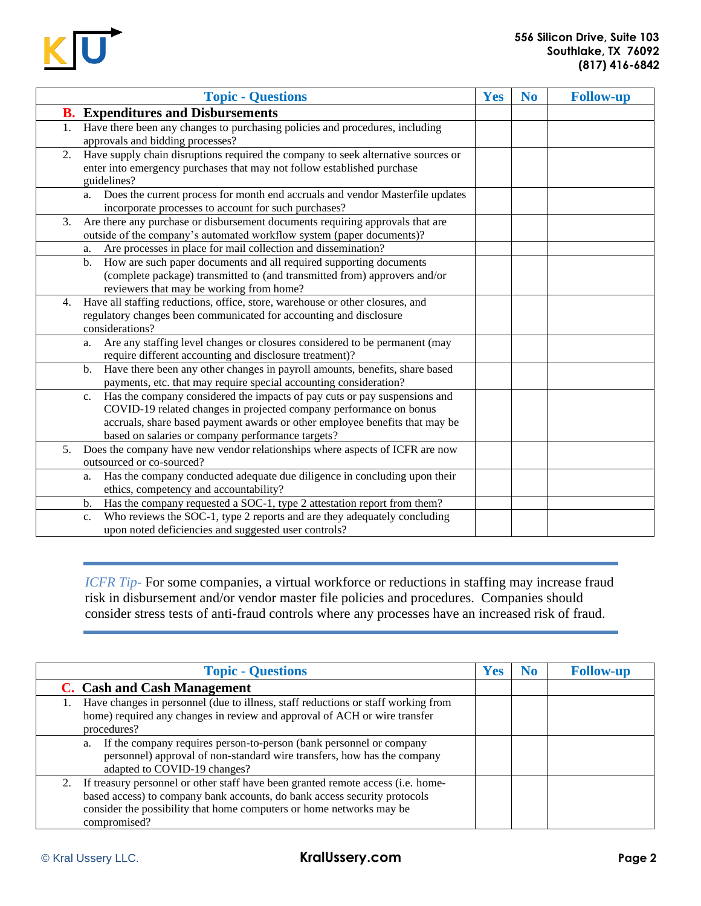| Topic - Questions | Yes | No | Follow-up |
|---|---|---|---|
| **B. Expenditures and Disbursements** | | | |
| 1. Have there been any changes to purchasing policies and procedures, including approvals and bidding processes? | | | |
| 2. Have supply chain disruptions required the company to seek alternative sources or enter into emergency purchases that may not follow established purchase guidelines? | | | |
| a. Does the current process for month end accruals and vendor Masterfile updates incorporate processes to account for such purchases? | | | |
| 3. Are there any purchase or disbursement documents requiring approvals that are outside of the company's automated workflow system (paper documents)? | | | |
| a. Are processes in place for mail collection and dissemination? | | | |
| b. How are such paper documents and all required supporting documents (complete package) transmitted to (and transmitted from) approvers and/or reviewers that may be working from home? | | | |
| 4. Have all staffing reductions, office, store, warehouse or other closures, and regulatory changes been communicated for accounting and disclosure considerations? | | | |
| a. Are any staffing level changes or closures considered to be permanent (may require different accounting and disclosure treatment)? | | | |
| b. Have there been any other changes in payroll amounts, benefits, share based payments, etc. that may require special accounting consideration? | | | |
| c. Has the company considered the impacts of pay cuts or pay suspensions and COVID-19 related changes in projected company performance on bonus accruals, share based payment awards or other employee benefits that may be based on salaries or company performance targets? | | | |
| 5. Does the company have new vendor relationships where aspects of ICFR are now outsourced or co-sourced? | | | |
| a. Has the company conducted adequate due diligence in concluding upon their ethics, competency and accountability? | | | |
| b. Has the company requested a SOC-1, type 2 attestation report from them? | | | |
| c. Who reviews the SOC-1, type 2 reports and are they adequately concluding upon noted deficiencies and suggested user controls? | | | |

*ICFR Tip-* For some companies, a virtual workforce or reductions in staffing may increase fraud risk in disbursement and/or vendor master file policies and procedures. Companies should consider stress tests of anti-fraud controls where any processes have an increased risk of fraud.

| Topic - Questions | Yes | No | Follow-up |
|---|---|---|---|
| **C. Cash and Cash Management** | | | |
| 1. Have changes in personnel (due to illness, staff reductions or staff working from home) required any changes in review and approval of ACH or wire transfer procedures? | | | |
| a. If the company requires person-to-person (bank personnel or company personnel) approval of non-standard wire transfers, how has the company adapted to COVID-19 changes? | | | |
| 2. If treasury personnel or other staff have been granted remote access (i.e. home-based access) to company bank accounts, do bank access security protocols consider the possibility that home computers or home networks may be compromised? | | | |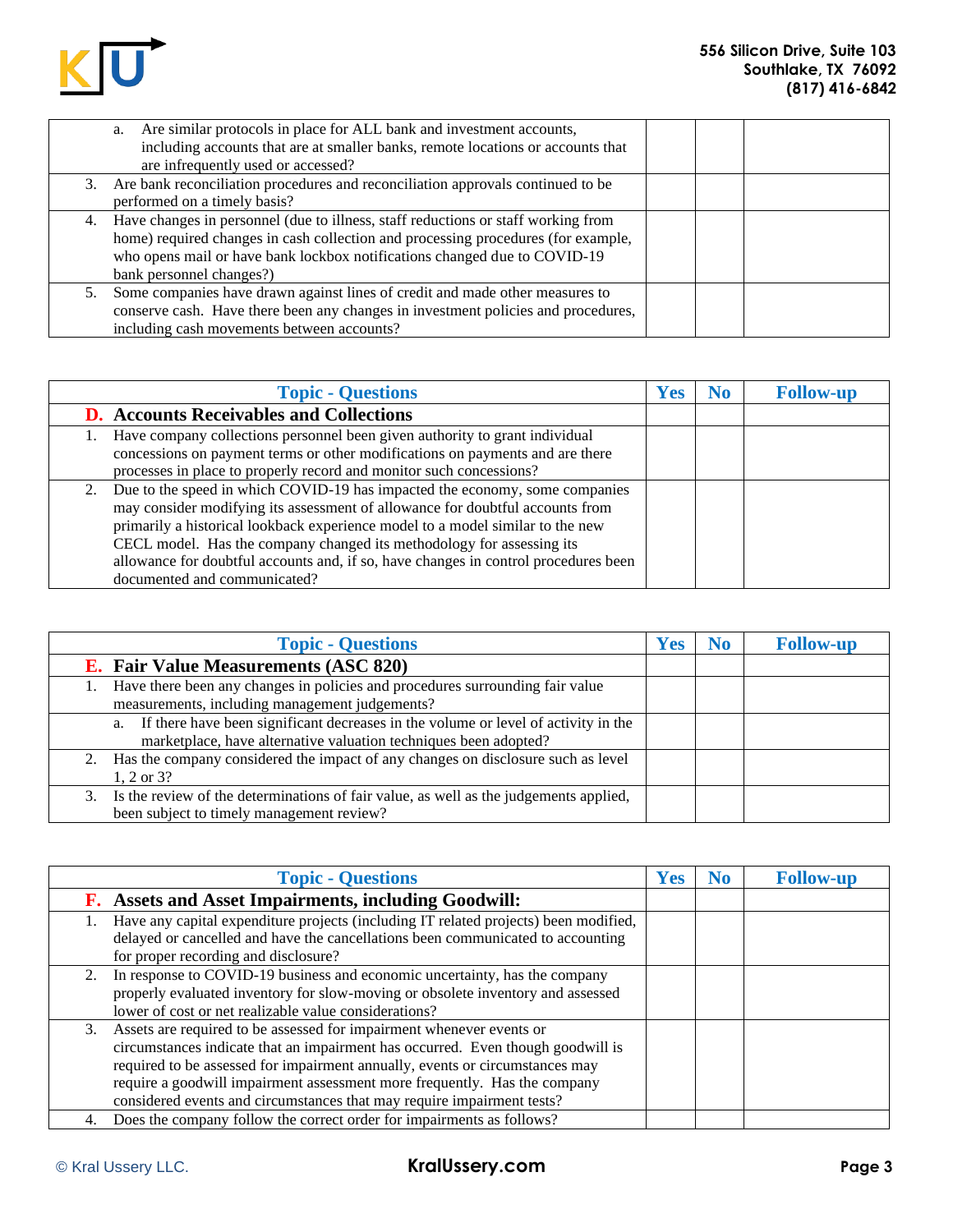| | | | |
|---|---|---|---|
| a. Are similar protocols in place for ALL bank and investment accounts, including accounts that are at smaller banks, remote locations or accounts that are infrequently used or accessed? | | | |
| 3. Are bank reconciliation procedures and reconciliation approvals continued to be performed on a timely basis? | | | |
| 4. Have changes in personnel (due to illness, staff reductions or staff working from home) required changes in cash collection and processing procedures (for example, who opens mail or have bank lockbox notifications changed due to COVID-19 bank personnel changes?) | | | |
| 5. Some companies have drawn against lines of credit and made other measures to conserve cash. Have there been any changes in investment policies and procedures, including cash movements between accounts? | | | |

| Topic - Questions | Yes | No | Follow-up |
|---|---|---|---|
| **D. Accounts Receivables and Collections** | | | |
| 1. Have company collections personnel been given authority to grant individual concessions on payment terms or other modifications on payments and are there processes in place to properly record and monitor such concessions? | | | |
| 2. Due to the speed in which COVID-19 has impacted the economy, some companies may consider modifying its assessment of allowance for doubtful accounts from primarily a historical lookback experience model to a model similar to the new CECL model. Has the company changed its methodology for assessing its allowance for doubtful accounts and, if so, have changes in control procedures been documented and communicated? | | | |

| Topic - Questions | Yes | No | Follow-up |
|---|---|---|---|
| **E. Fair Value Measurements (ASC 820)** | | | |
| 1. Have there been any changes in policies and procedures surrounding fair value measurements, including management judgements? | | | |
| a. If there have been significant decreases in the volume or level of activity in the marketplace, have alternative valuation techniques been adopted? | | | |
| 2. Has the company considered the impact of any changes on disclosure such as level 1, 2 or 3? | | | |
| 3. Is the review of the determinations of fair value, as well as the judgements applied, been subject to timely management review? | | | |

| Topic - Questions | Yes | No | Follow-up |
|---|---|---|---|
| **F. Assets and Asset Impairments, including Goodwill:** | | | |
| 1. Have any capital expenditure projects (including IT related projects) been modified, delayed or cancelled and have the cancellations been communicated to accounting for proper recording and disclosure? | | | |
| 2. In response to COVID-19 business and economic uncertainty, has the company properly evaluated inventory for slow-moving or obsolete inventory and assessed lower of cost or net realizable value considerations? | | | |
| 3. Assets are required to be assessed for impairment whenever events or circumstances indicate that an impairment has occurred. Even though goodwill is required to be assessed for impairment annually, events or circumstances may require a goodwill impairment assessment more frequently. Has the company considered events and circumstances that may require impairment tests? | | | |
| 4. Does the company follow the correct order for impairments as follows? | | | |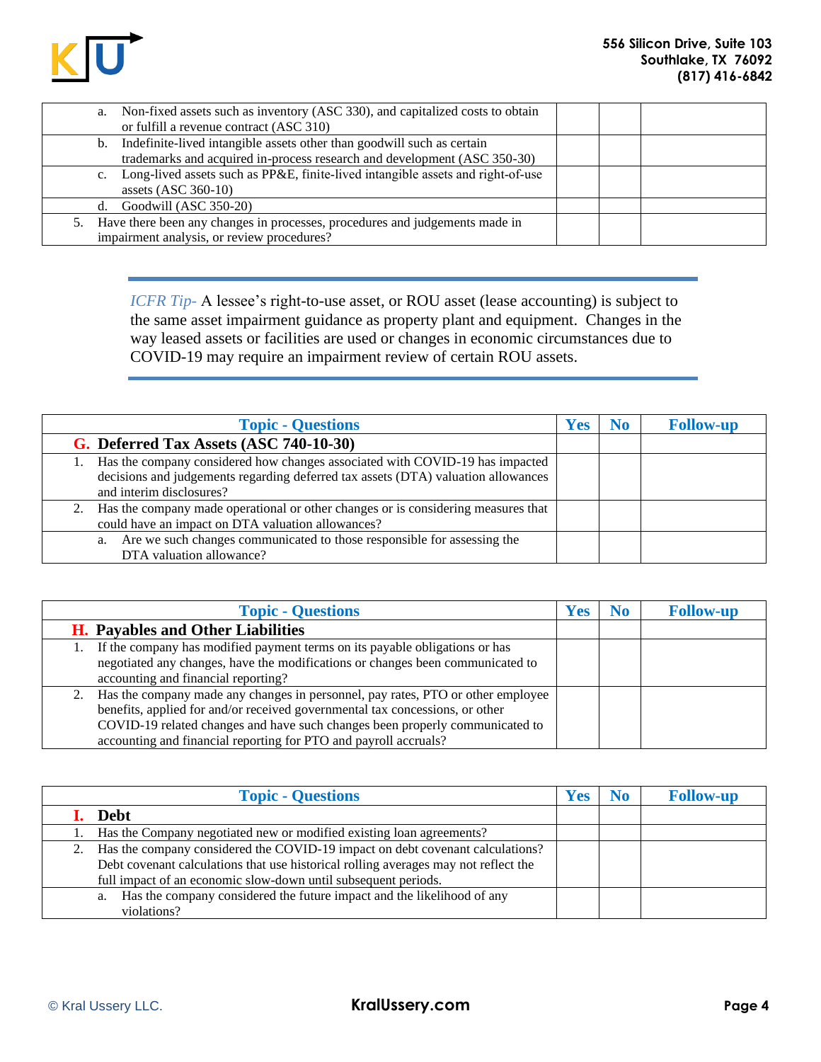| | | | |
|---|---|---|---|
| a. Non-fixed assets such as inventory (ASC 330), and capitalized costs to obtain or fulfill a revenue contract (ASC 310) | | | |
| b. Indefinite-lived intangible assets other than goodwill such as certain trademarks and acquired in-process research and development (ASC 350-30) | | | |
| c. Long-lived assets such as PP&E, finite-lived intangible assets and right-of-use assets (ASC 360-10) | | | |
| d. Goodwill (ASC 350-20) | | | |
| 5. Have there been any changes in processes, procedures and judgements made in impairment analysis, or review procedures? | | | |

*ICFR Tip-* A lessee's right-to-use asset, or ROU asset (lease accounting) is subject to the same asset impairment guidance as property plant and equipment. Changes in the way leased assets or facilities are used or changes in economic circumstances due to COVID-19 may require an impairment review of certain ROU assets.

| Topic - Questions | Yes | No | Follow-up |
|---|---|---|---|
| **G. Deferred Tax Assets (ASC 740-10-30)** | | | |
| 1. Has the company considered how changes associated with COVID-19 has impacted decisions and judgements regarding deferred tax assets (DTA) valuation allowances and interim disclosures? | | | |
| 2. Has the company made operational or other changes or is considering measures that could have an impact on DTA valuation allowances? | | | |
| a. Are we such changes communicated to those responsible for assessing the DTA valuation allowance? | | | |

| Topic - Questions | Yes | No | Follow-up |
|---|---|---|---|
| **H. Payables and Other Liabilities** | | | |
| 1. If the company has modified payment terms on its payable obligations or has negotiated any changes, have the modifications or changes been communicated to accounting and financial reporting? | | | |
| 2. Has the company made any changes in personnel, pay rates, PTO or other employee benefits, applied for and/or received governmental tax concessions, or other COVID-19 related changes and have such changes been properly communicated to accounting and financial reporting for PTO and payroll accruals? | | | |

| Topic - Questions | Yes | No | Follow-up |
|---|---|---|---|
| **I. Debt** | | | |
| 1. Has the Company negotiated new or modified existing loan agreements? | | | |
| 2. Has the company considered the COVID-19 impact on debt covenant calculations? Debt covenant calculations that use historical rolling averages may not reflect the full impact of an economic slow-down until subsequent periods. | | | |
| a. Has the company considered the future impact and the likelihood of any violations? | | | |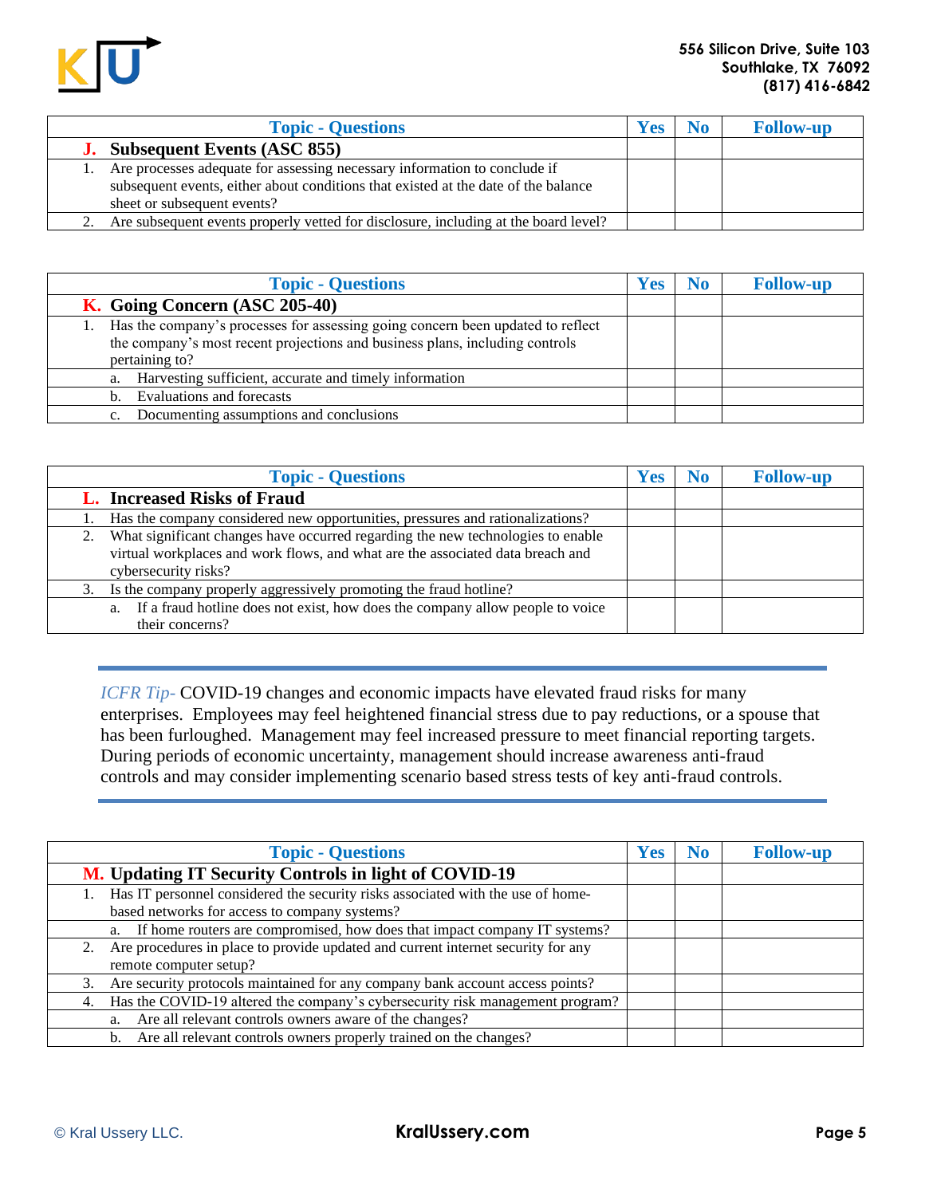| Topic - Questions | Yes | No | Follow-up |
|---|---|---|---|
| **J. Subsequent Events (ASC 855)** | | | |
| 1. Are processes adequate for assessing necessary information to conclude if subsequent events, either about conditions that existed at the date of the balance sheet or subsequent events? | | | |
| 2. Are subsequent events properly vetted for disclosure, including at the board level? | | | |

| Topic - Questions | Yes | No | Follow-up |
|---|---|---|---|
| **K. Going Concern (ASC 205-40)** | | | |
| 1. Has the company's processes for assessing going concern been updated to reflect the company's most recent projections and business plans, including controls pertaining to? | | | |
| a. Harvesting sufficient, accurate and timely information | | | |
| b. Evaluations and forecasts | | | |
| c. Documenting assumptions and conclusions | | | |

| Topic - Questions | Yes | No | Follow-up |
|---|---|---|---|
| **L. Increased Risks of Fraud** | | | |
| 1. Has the company considered new opportunities, pressures and rationalizations? | | | |
| 2. What significant changes have occurred regarding the new technologies to enable virtual workplaces and work flows, and what are the associated data breach and cybersecurity risks? | | | |
| 3. Is the company properly aggressively promoting the fraud hotline? | | | |
| a. If a fraud hotline does not exist, how does the company allow people to voice their concerns? | | | |

*ICFR Tip-* COVID-19 changes and economic impacts have elevated fraud risks for many enterprises. Employees may feel heightened financial stress due to pay reductions, or a spouse that has been furloughed. Management may feel increased pressure to meet financial reporting targets. During periods of economic uncertainty, management should increase awareness anti-fraud controls and may consider implementing scenario based stress tests of key anti-fraud controls.

| Topic - Questions | Yes | No | Follow-up |
|---|---|---|---|
| **M. Updating IT Security Controls in light of COVID-19** | | | |
| 1. Has IT personnel considered the security risks associated with the use of home-based networks for access to company systems? | | | |
| a. If home routers are compromised, how does that impact company IT systems? | | | |
| 2. Are procedures in place to provide updated and current internet security for any remote computer setup? | | | |
| 3. Are security protocols maintained for any company bank account access points? | | | |
| 4. Has the COVID-19 altered the company's cybersecurity risk management program? | | | |
| a. Are all relevant controls owners aware of the changes? | | | |
| b. Are all relevant controls owners properly trained on the changes? | | | |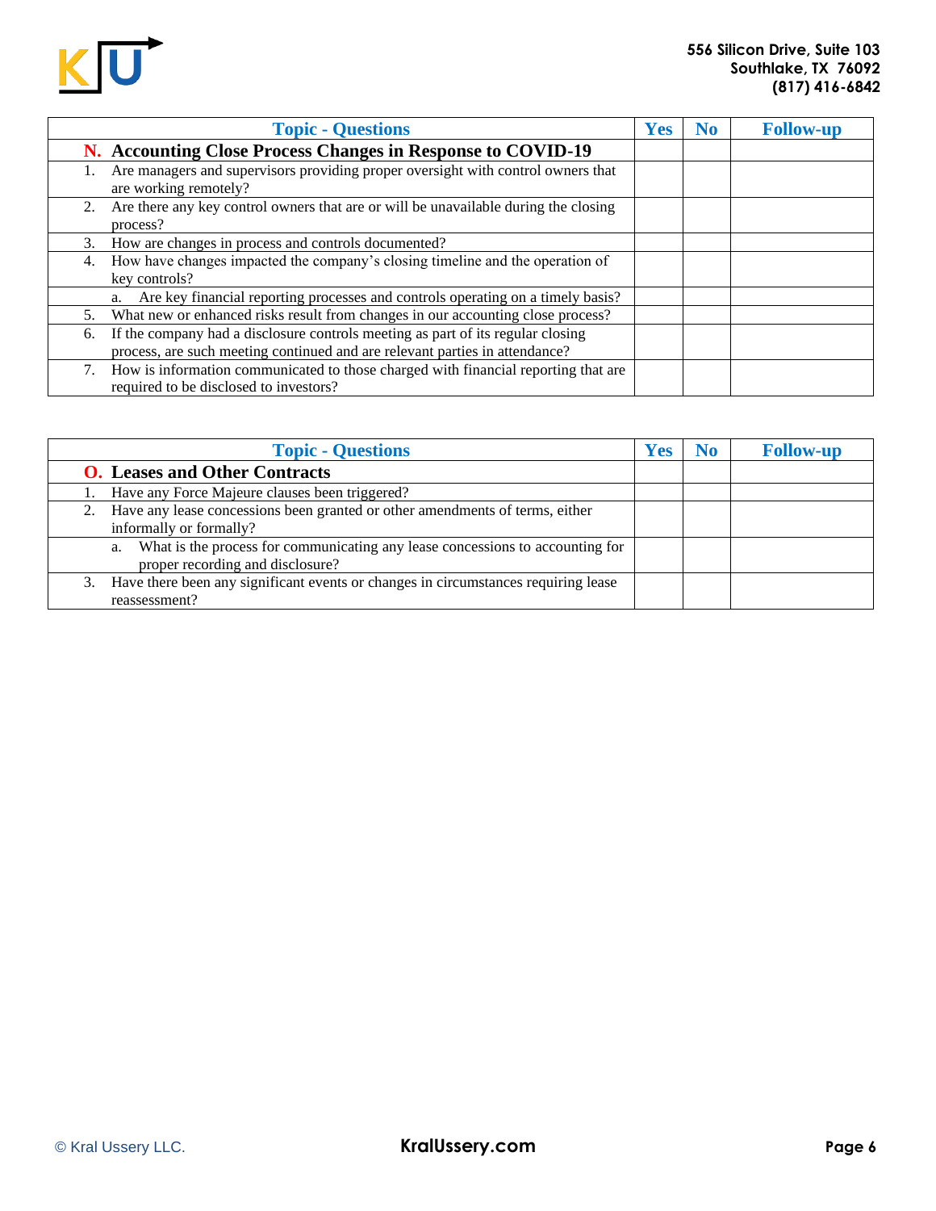| Topic - Questions | Yes | No | Follow-up |
|---|---|---|---|
| **N. Accounting Close Process Changes in Response to COVID-19** | | | |
| 1. Are managers and supervisors providing proper oversight with control owners that are working remotely? | | | |
| 2. Are there any key control owners that are or will be unavailable during the closing process? | | | |
| 3. How are changes in process and controls documented? | | | |
| 4. How have changes impacted the company's closing timeline and the operation of key controls? | | | |
| a. Are key financial reporting processes and controls operating on a timely basis? | | | |
| 5. What new or enhanced risks result from changes in our accounting close process? | | | |
| 6. If the company had a disclosure controls meeting as part of its regular closing process, are such meeting continued and are relevant parties in attendance? | | | |
| 7. How is information communicated to those charged with financial reporting that are required to be disclosed to investors? | | | |

| Topic - Questions | Yes | No | Follow-up |
|---|---|---|---|
| **O. Leases and Other Contracts** | | | |
| 1. Have any Force Majeure clauses been triggered? | | | |
| 2. Have any lease concessions been granted or other amendments of terms, either informally or formally? | | | |
| a. What is the process for communicating any lease concessions to accounting for proper recording and disclosure? | | | |
| 3. Have there been any significant events or changes in circumstances requiring lease reassessment? | | | |